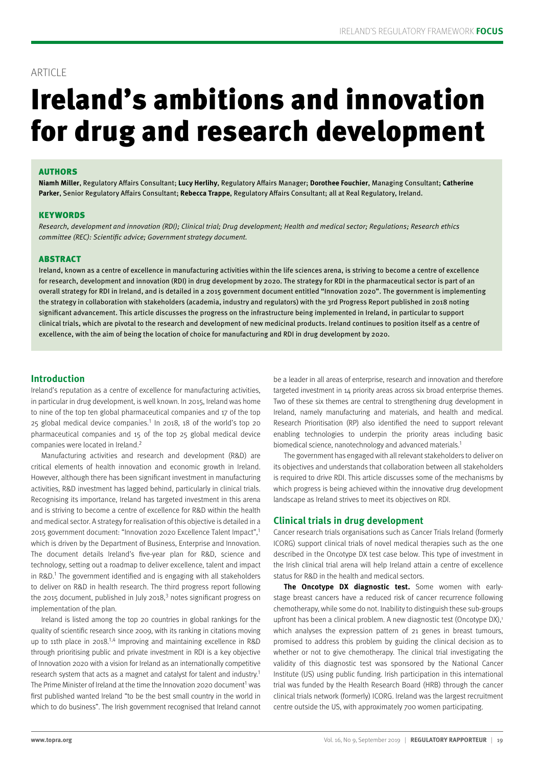ARTICLE

# Ireland's ambitions and innovation for drug and research development

### AUTHORS

**Niamh Miller**, Regulatory Affairs Consultant; **Lucy Herlihy**, Regulatory Affairs Manager; **Dorothee Fouchier**, Managing Consultant; **Catherine Parker**, Senior Regulatory Affairs Consultant; **Rebecca Trappe**, Regulatory Affairs Consultant; all at Real Regulatory, Ireland.

### KEYWORDS

*Research, development and innovation (RDI); Clinical trial; Drug development; Health and medical sector; Regulations; Research ethics committee (REC): Scientific advice; Government strategy document.*

### ABSTRACT

Ireland, known as a centre of excellence in manufacturing activities within the life sciences arena, is striving to become a centre of excellence for research, development and innovation (RDI) in drug development by 2020. The strategy for RDI in the pharmaceutical sector is part of an overall strategy for RDI in Ireland, and is detailed in a 2015 government document entitled "Innovation 2020". The government is implementing the strategy in collaboration with stakeholders (academia, industry and regulators) with the 3rd Progress Report published in 2018 noting significant advancement. This article discusses the progress on the infrastructure being implemented in Ireland, in particular to support clinical trials, which are pivotal to the research and development of new medicinal products. Ireland continues to position itself as a centre of excellence, with the aim of being the location of choice for manufacturing and RDI in drug development by 2020.

## Introduction

Ireland's reputation as a centre of excellence for manufacturing activities, in particular in drug development, is well known. In 2015, Ireland was home to nine of the top ten global pharmaceutical companies and 17 of the top 25 global medical device companies.[1] In 2018, 18 of the world's top 20 pharmaceutical companies and 15 of the top 25 global medical device companies were located in Ireland.[2]

Manufacturing activities and research and development (R&D) are critical elements of health innovation and economic growth in Ireland. However, although there has been significant investment in manufacturing activities, R&D investment has lagged behind, particularly in clinical trials. Recognising its importance, Ireland has targeted investment in this arena and is striving to become a centre of excellence for R&D within the health and medical sector. A strategy for realisation of this objective is detailed in a 2015 government document: "Innovation 2020 Excellence Talent Impact",[1] which is driven by the Department of Business, Enterprise and Innovation. The document details Ireland's five-year plan for R&D, science and technology, setting out a roadmap to deliver excellence, talent and impact in R&D.[1] The government identified and is engaging with all stakeholders to deliver on R&D in health research. The third progress report following the 2015 document, published in July 2018,[3] notes significant progress on implementation of the plan.

Ireland is listed among the top 20 countries in global rankings for the quality of scientific research since 2009, with its ranking in citations moving up to 11th place in 2018.[1,4] Improving and maintaining excellence in R&D through prioritising public and private investment in RDI is a key objective of Innovation 2020 with a vision for Ireland as an internationally competitive research system that acts as a magnet and catalyst for talent and industry.[1] The Prime Minister of Ireland at the time the Innovation 2020 document[1] was first published wanted Ireland "to be the best small country in the world in which to do business". The Irish government recognised that Ireland cannot be a leader in all areas of enterprise, research and innovation and therefore targeted investment in 14 priority areas across six broad enterprise themes. Two of these six themes are central to strengthening drug development in Ireland, namely manufacturing and materials, and health and medical. Research Prioritisation (RP) also identified the need to support relevant enabling technologies to underpin the priority areas including basic biomedical science, nanotechnology and advanced materials.[1]

The government has engaged with all relevant stakeholders to deliver on its objectives and understands that collaboration between all stakeholders is required to drive RDI. This article discusses some of the mechanisms by which progress is being achieved within the innovative drug development landscape as Ireland strives to meet its objectives on RDI.

## Clinical trials in drug development

Cancer research trials organisations such as Cancer Trials Ireland (formerly ICORG) support clinical trials of novel medical therapies such as the one described in the Oncotype DX test case below. This type of investment in the Irish clinical trial arena will help Ireland attain a centre of excellence status for R&D in the health and medical sectors.

**The Oncotype DX diagnostic test.** Some women with early-stage breast cancers have a reduced risk of cancer recurrence following chemotherapy, while some do not. Inability to distinguish these sub-groups upfront has been a clinical problem. A new diagnostic test (Oncotype DX),[1] which analyses the expression pattern of 21 genes in breast tumours, promised to address this problem by guiding the clinical decision as to whether or not to give chemotherapy. The clinical trial investigating the validity of this diagnostic test was sponsored by the National Cancer Institute (US) using public funding. Irish participation in this international trial was funded by the Health Research Board (HRB) through the cancer clinical trials network (formerly) ICORG. Ireland was the largest recruitment centre outside the US, with approximately 700 women participating.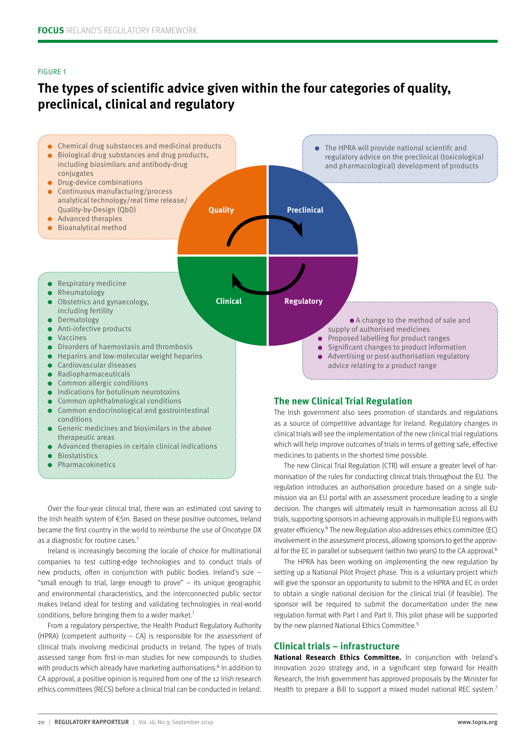FIGURE 1

## The types of scientific advice given within the four categories of quality, preclinical, clinical and regulatory

**Quality**

- Chemical drug substances and medicinal products
- Biological drug substances and drug products, including biosimilars and antibody-drug conjugates
- Drug-device combinations
- Continuous manufacturing/process analytical technology/real time release/Quality-by-Design (QbD)
- Advanced therapies
- Bioanalytical method

**Preclinical**

- The HPRA will provide national scientifc and regulatory advice on the preclinical (toxicological and pharmacological) development of products

**Clinical**

- Respiratory medicine
- Rheumatology
- Obstetrics and gynaecology, including fertility
- Dermatology
- Anti-infective products
- Vaccines
- Disorders of haemostasis and thrombosis
- Heparins and low-molecular weight heparins
- Cardiovascular diseases
- Radiopharmaceuticals
- Common allergic conditions
- Indications for botulinum neurotoxins
- Common ophthalmological conditions
- Common endocrinological and gastrointestinal conditions
- Generic medicines and biosimilars in the above therapeutic areas
- Advanced therapies in certain clinical indications
- Biostatistics
- Pharmacokinetics

**Regulatory**

- A change to the method of sale and supply of authorised medicines
- Proposed labelling for product ranges
- Significant changes to product information
- Advertising or post-authorisation regulatory advice relating to a product range

Over the four-year clinical trial, there was an estimated cost saving to the Irish health system of €5m. Based on these positive outcomes, Ireland became the first country in the world to reimburse the use of Oncotype DX as a diagnostic for routine cases.[1]

Ireland is increasingly becoming the locale of choice for multinational companies to test cutting-edge technologies and to conduct trials of new products, often in conjunction with public bodies. Ireland's size – "small enough to trial, large enough to prove" – its unique geographic and environmental characteristics, and the interconnected public sector makes Ireland ideal for testing and validating technologies in real-world conditions, before bringing them to a wider market.[1]

From a regulatory perspective, the Health Product Regulatory Authority (HPRA) (competent authority – CA) is responsible for the assessment of clinical trials involving medicinal products in Ireland. The types of trials assessed range from first-in-man studies for new compounds to studies with products which already have marketing authorisations.[6] In addition to CA approval, a positive opinion is required from one of the 12 Irish research ethics committees (RECS) before a clinical trial can be conducted in Ireland.

## The new Clinical Trial Regulation

The Irish government also sees promotion of standards and regulations as a source of competitive advantage for Ireland. Regulatory changes in clinical trials will see the implementation of the new clinical trial regulations which will help improve outcomes of trials in terms of getting safe, effective medicines to patients in the shortest time possible.

The new Clinical Trial Regulation (CTR) will ensure a greater level of harmonisation of the rules for conducting clinical trials throughout the EU. The regulation introduces an authorisation procedure based on a single submission via an EU portal with an assessment procedure leading to a single decision. The changes will ultimately result in harmonisation across all EU trials, supporting sponsors in achieving approvals in multiple EU regions with greater efficiency.[6] The new Regulation also addresses ethics committee (EC) involvement in the assessment process, allowing sponsors to get the approval for the EC in parallel or subsequent (within two years) to the CA approval.[6]

The HPRA has been working on implementing the new regulation by setting up a National Pilot Project phase. This is a voluntary project which will give the sponsor an opportunity to submit to the HPRA and EC in order to obtain a single national decision for the clinical trial (if feasible). The sponsor will be required to submit the documentation under the new regulation format with Part I and Part II. This pilot phase will be supported by the new planned National Ethics Committee.[5]

## Clinical trials – infrastructure

**National Research Ethics Committee.** In conjunction with Ireland's Innovation 2020 strategy and, in a significant step forward for Health Research, the Irish government has approved proposals by the Minister for Health to prepare a Bill to support a mixed model national REC system.[7]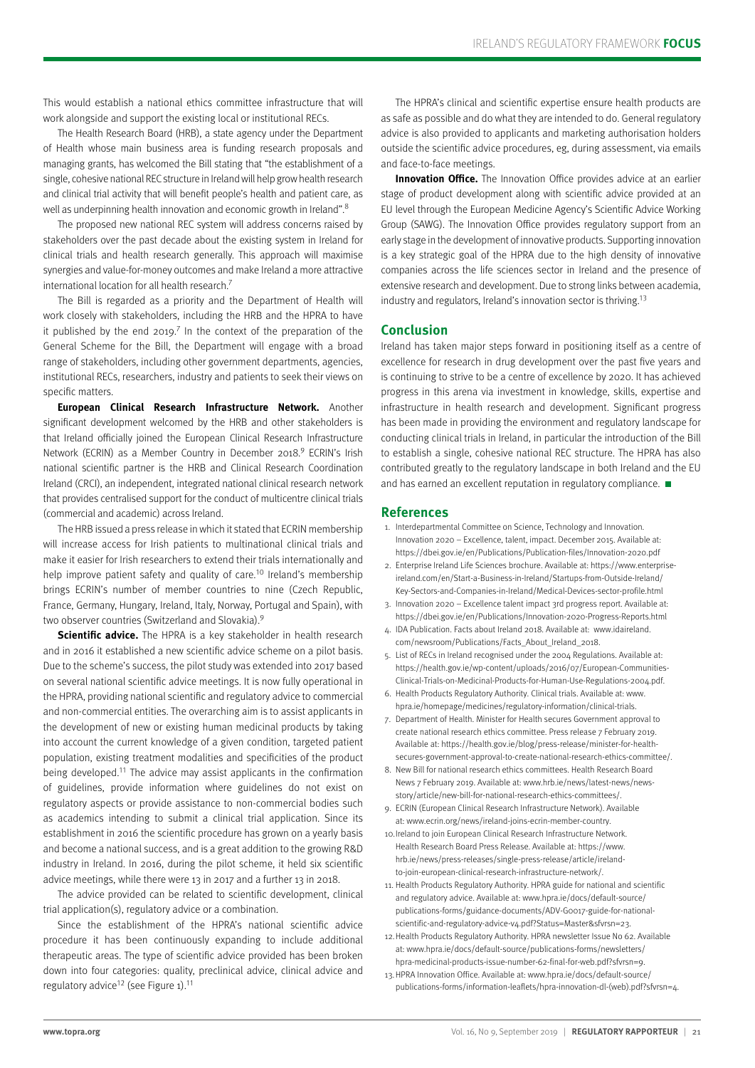This would establish a national ethics committee infrastructure that will work alongside and support the existing local or institutional RECs.

The Health Research Board (HRB), a state agency under the Department of Health whose main business area is funding research proposals and managing grants, has welcomed the Bill stating that "the establishment of a single, cohesive national REC structure in Ireland will help grow health research and clinical trial activity that will benefit people's health and patient care, as well as underpinning health innovation and economic growth in Ireland".[8]

The proposed new national REC system will address concerns raised by stakeholders over the past decade about the existing system in Ireland for clinical trials and health research generally. This approach will maximise synergies and value-for-money outcomes and make Ireland a more attractive international location for all health research.[7]

The Bill is regarded as a priority and the Department of Health will work closely with stakeholders, including the HRB and the HPRA to have it published by the end 2019.[7] In the context of the preparation of the General Scheme for the Bill, the Department will engage with a broad range of stakeholders, including other government departments, agencies, institutional RECs, researchers, industry and patients to seek their views on specific matters.

**European Clinical Research Infrastructure Network.** Another significant development welcomed by the HRB and other stakeholders is that Ireland officially joined the European Clinical Research Infrastructure Network (ECRIN) as a Member Country in December 2018.[9] ECRIN's Irish national scientific partner is the HRB and Clinical Research Coordination Ireland (CRCI), an independent, integrated national clinical research network that provides centralised support for the conduct of multicentre clinical trials (commercial and academic) across Ireland.

The HRB issued a press release in which it stated that ECRIN membership will increase access for Irish patients to multinational clinical trials and make it easier for Irish researchers to extend their trials internationally and help improve patient safety and quality of care.[10] Ireland's membership brings ECRIN's number of member countries to nine (Czech Republic, France, Germany, Hungary, Ireland, Italy, Norway, Portugal and Spain), with two observer countries (Switzerland and Slovakia).[9]

**Scientific advice.** The HPRA is a key stakeholder in health research and in 2016 it established a new scientific advice scheme on a pilot basis. Due to the scheme's success, the pilot study was extended into 2017 based on several national scientific advice meetings. It is now fully operational in the HPRA, providing national scientific and regulatory advice to commercial and non-commercial entities. The overarching aim is to assist applicants in the development of new or existing human medicinal products by taking into account the current knowledge of a given condition, targeted patient population, existing treatment modalities and specificities of the product being developed.[11] The advice may assist applicants in the confirmation of guidelines, provide information where guidelines do not exist on regulatory aspects or provide assistance to non-commercial bodies such as academics intending to submit a clinical trial application. Since its establishment in 2016 the scientific procedure has grown on a yearly basis and become a national success, and is a great addition to the growing R&D industry in Ireland. In 2016, during the pilot scheme, it held six scientific advice meetings, while there were 13 in 2017 and a further 13 in 2018.

The advice provided can be related to scientific development, clinical trial application(s), regulatory advice or a combination.

Since the establishment of the HPRA's national scientific advice procedure it has been continuously expanding to include additional therapeutic areas. The type of scientific advice provided has been broken down into four categories: quality, preclinical advice, clinical advice and regulatory advice[12] (see Figure 1).[11]

The HPRA's clinical and scientific expertise ensure health products are as safe as possible and do what they are intended to do. General regulatory advice is also provided to applicants and marketing authorisation holders outside the scientific advice procedures, eg, during assessment, via emails and face-to-face meetings.

**Innovation Office.** The Innovation Office provides advice at an earlier stage of product development along with scientific advice provided at an EU level through the European Medicine Agency's Scientific Advice Working Group (SAWG). The Innovation Office provides regulatory support from an early stage in the development of innovative products. Supporting innovation is a key strategic goal of the HPRA due to the high density of innovative companies across the life sciences sector in Ireland and the presence of extensive research and development. Due to strong links between academia, industry and regulators, Ireland's innovation sector is thriving.[13]

## Conclusion

Ireland has taken major steps forward in positioning itself as a centre of excellence for research in drug development over the past five years and is continuing to strive to be a centre of excellence by 2020. It has achieved progress in this arena via investment in knowledge, skills, expertise and infrastructure in health research and development. Significant progress has been made in providing the environment and regulatory landscape for conducting clinical trials in Ireland, in particular the introduction of the Bill to establish a single, cohesive national REC structure. The HPRA has also contributed greatly to the regulatory landscape in both Ireland and the EU and has earned an excellent reputation in regulatory compliance. ■

## References

1. Interdepartmental Committee on Science, Technology and Innovation. Innovation 2020 – Excellence, talent, impact. December 2015. Available at: https://dbei.gov.ie/en/Publications/Publication-files/Innovation-2020.pdf
2. Enterprise Ireland Life Sciences brochure. Available at: https://www.enterprise-ireland.com/en/Start-a-Business-in-Ireland/Startups-from-Outside-Ireland/Key-Sectors-and-Companies-in-Ireland/Medical-Devices-sector-profile.html
3. Innovation 2020 – Excellence talent impact 3rd progress report. Available at: https://dbei.gov.ie/en/Publications/Innovation-2020-Progress-Reports.html
4. IDA Publication. Facts about Ireland 2018. Available at: www.idaireland.com/newsroom/Publications/Facts_About_Ireland_2018.
5. List of RECs in Ireland recognised under the 2004 Regulations. Available at: https://health.gov.ie/wp-content/uploads/2016/07/European-Communities-Clinical-Trials-on-Medicinal-Products-for-Human-Use-Regulations-2004.pdf.
6. Health Products Regulatory Authority. Clinical trials. Available at: www.hpra.ie/homepage/medicines/regulatory-information/clinical-trials.
7. Department of Health. Minister for Health secures Government approval to create national research ethics committee. Press release 7 February 2019. Available at: https://health.gov.ie/blog/press-release/minister-for-health-secures-government-approval-to-create-national-research-ethics-committee/.
8. New Bill for national research ethics committees. Health Research Board News 7 February 2019. Available at: www.hrb.ie/news/latest-news/news-story/article/new-bill-for-national-research-ethics-committees/.
9. ECRIN (European Clinical Research Infrastructure Network). Available at: www.ecrin.org/news/ireland-joins-ecrin-member-country.
10. Ireland to join European Clinical Research Infrastructure Network. Health Research Board Press Release. Available at: https://www.hrb.ie/news/press-releases/single-press-release/article/ireland-to-join-european-clinical-research-infrastructure-network/.
11. Health Products Regulatory Authority. HPRA guide for national and scientific and regulatory advice. Available at: www.hpra.ie/docs/default-source/publications-forms/guidance-documents/ADV-G0017-guide-for-national-scientific-and-regulatory-advice-v4.pdf?Status=Master&sfvrsn=23.
12. Health Products Regulatory Authority. HPRA newsletter Issue No 62. Available at: www.hpra.ie/docs/default-source/publications-forms/newsletters/hpra-medicinal-products-issue-number-62-final-for-web.pdf?sfvrsn=9.
13. HPRA Innovation Office. Available at: www.hpra.ie/docs/default-source/publications-forms/information-leaflets/hpra-innovation-dl-(web).pdf?sfvrsn=4.